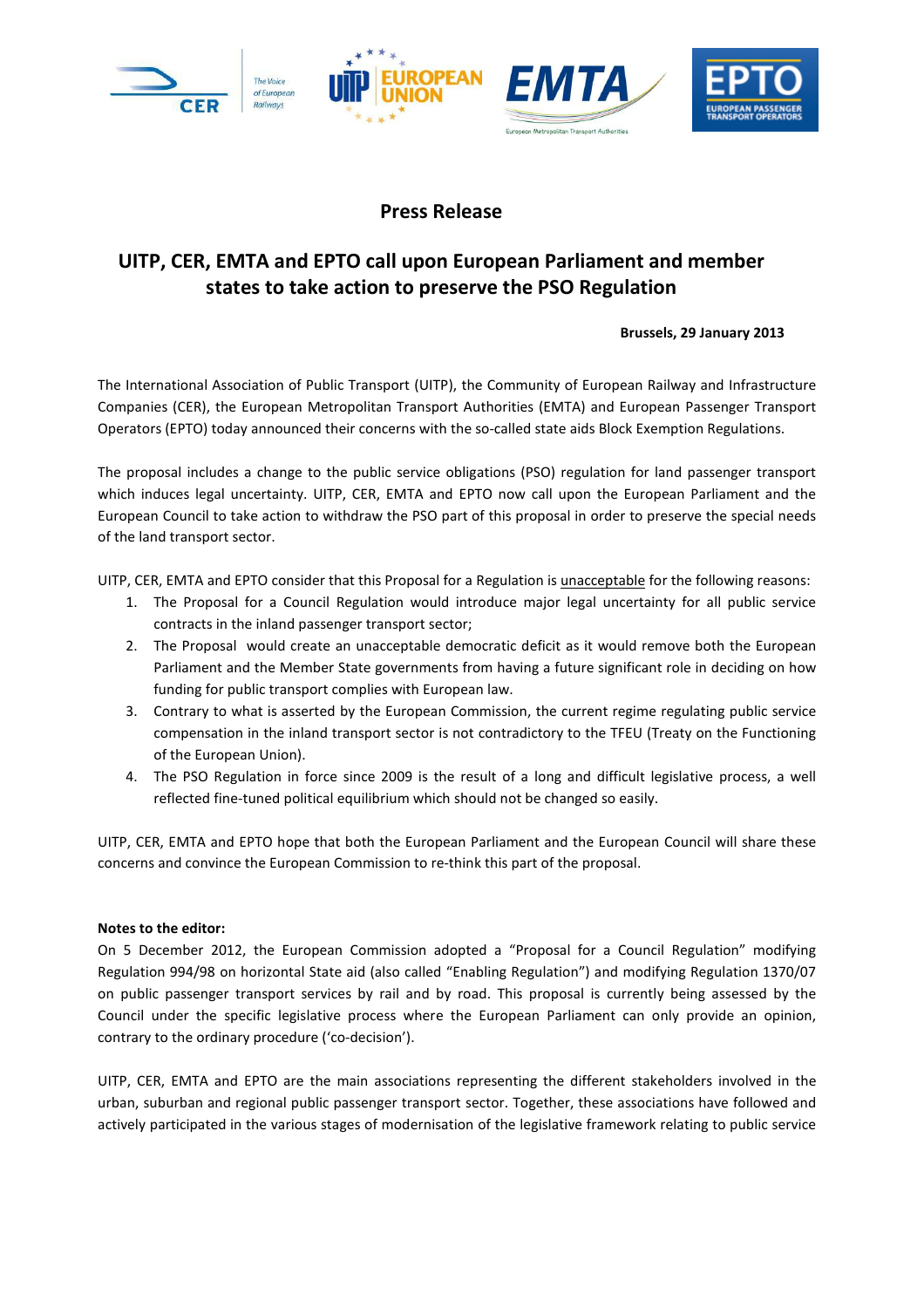# Press Release

## UITP, CER, EMTA and EPTO call upon European Parliament and member states to take action to preserve the PSO Regulation

**Brussels, 29 January 2013**

The International Association of Public Transport (UITP), the Community of European Railway and Infrastructure Companies (CER), the European Metropolitan Transport Authorities (EMTA) and European Passenger Transport Operators (EPTO) today announced their concerns with the so-called state aids Block Exemption Regulations.

The proposal includes a change to the public service obligations (PSO) regulation for land passenger transport which induces legal uncertainty. UITP, CER, EMTA and EPTO now call upon the European Parliament and the European Council to take action to withdraw the PSO part of this proposal in order to preserve the special needs of the land transport sector.

UITP, CER, EMTA and EPTO consider that this Proposal for a Regulation is unacceptable for the following reasons:

1. The Proposal for a Council Regulation would introduce major legal uncertainty for all public service contracts in the inland passenger transport sector;
2. The Proposal would create an unacceptable democratic deficit as it would remove both the European Parliament and the Member State governments from having a future significant role in deciding on how funding for public transport complies with European law.
3. Contrary to what is asserted by the European Commission, the current regime regulating public service compensation in the inland transport sector is not contradictory to the TFEU (Treaty on the Functioning of the European Union).
4. The PSO Regulation in force since 2009 is the result of a long and difficult legislative process, a well reflected fine-tuned political equilibrium which should not be changed so easily.

UITP, CER, EMTA and EPTO hope that both the European Parliament and the European Council will share these concerns and convince the European Commission to re-think this part of the proposal.

**Notes to the editor:**

On 5 December 2012, the European Commission adopted a "Proposal for a Council Regulation" modifying Regulation 994/98 on horizontal State aid (also called "Enabling Regulation") and modifying Regulation 1370/07 on public passenger transport services by rail and by road. This proposal is currently being assessed by the Council under the specific legislative process where the European Parliament can only provide an opinion, contrary to the ordinary procedure ('co-decision').

UITP, CER, EMTA and EPTO are the main associations representing the different stakeholders involved in the urban, suburban and regional public passenger transport sector. Together, these associations have followed and actively participated in the various stages of modernisation of the legislative framework relating to public service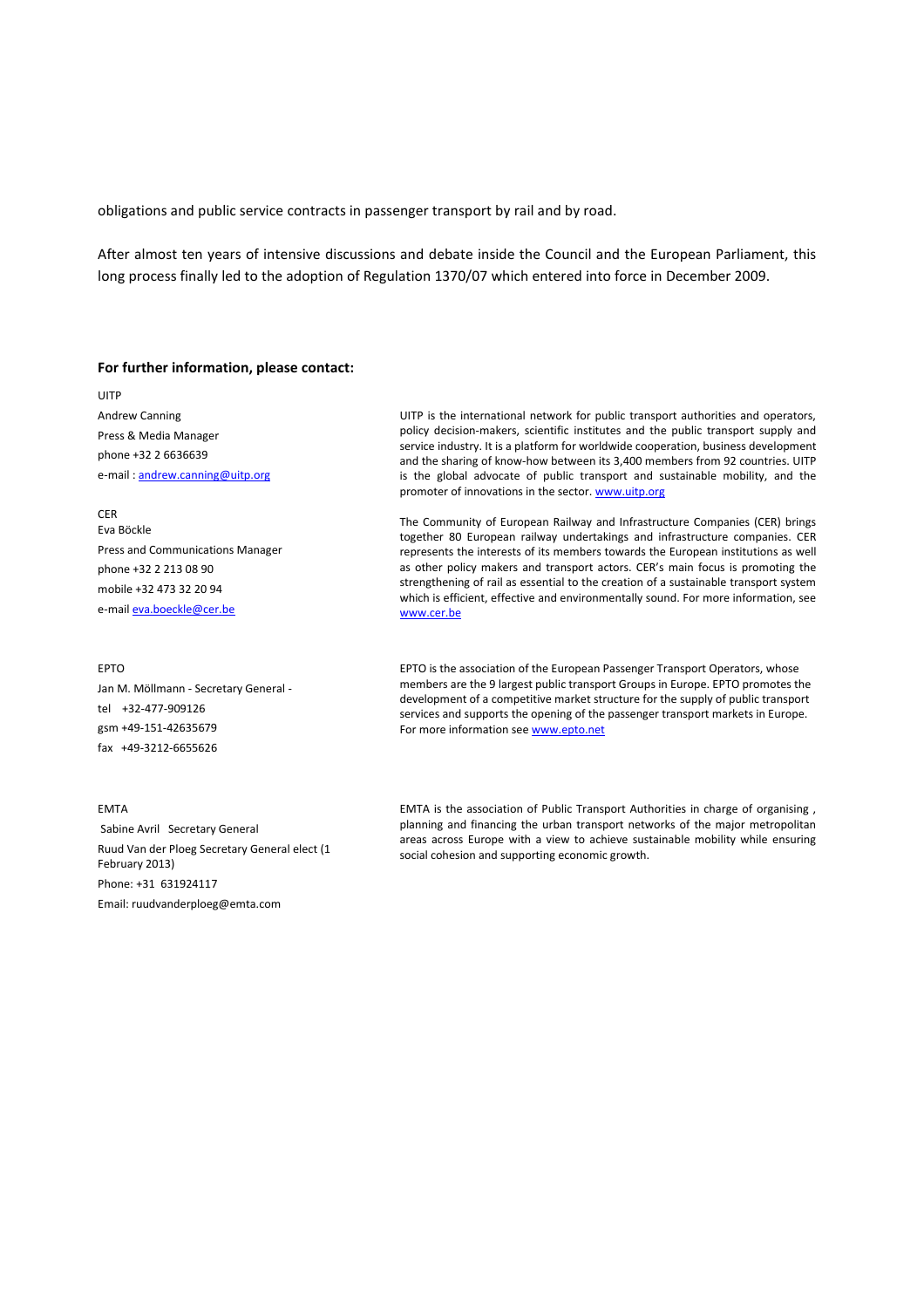obligations and public service contracts in passenger transport by rail and by road.

After almost ten years of intensive discussions and debate inside the Council and the European Parliament, this long process finally led to the adoption of Regulation 1370/07 which entered into force in December 2009.

**For further information, please contact:**

UITP
Andrew Canning
Press & Media Manager
phone +32 2 6636639
e-mail : andrew.canning@uitp.org

UITP is the international network for public transport authorities and operators, policy decision-makers, scientific institutes and the public transport supply and service industry. It is a platform for worldwide cooperation, business development and the sharing of know-how between its 3,400 members from 92 countries. UITP is the global advocate of public transport and sustainable mobility, and the promoter of innovations in the sector. www.uitp.org

CER
Eva Böckle
Press and Communications Manager
phone +32 2 213 08 90
mobile +32 473 32 20 94
e-mail eva.boeckle@cer.be

The Community of European Railway and Infrastructure Companies (CER) brings together 80 European railway undertakings and infrastructure companies. CER represents the interests of its members towards the European institutions as well as other policy makers and transport actors. CER's main focus is promoting the strengthening of rail as essential to the creation of a sustainable transport system which is efficient, effective and environmentally sound. For more information, see www.cer.be

EPTO
Jan M. Möllmann - Secretary General -
tel +32-477-909126
gsm +49-151-42635679
fax +49-3212-6655626

EPTO is the association of the European Passenger Transport Operators, whose members are the 9 largest public transport Groups in Europe. EPTO promotes the development of a competitive market structure for the supply of public transport services and supports the opening of the passenger transport markets in Europe. For more information see www.epto.net

EMTA
Sabine Avril Secretary General
Ruud Van der Ploeg Secretary General elect (1 February 2013)
Phone: +31 631924117
Email: ruudvanderploeg@emta.com

EMTA is the association of Public Transport Authorities in charge of organising , planning and financing the urban transport networks of the major metropolitan areas across Europe with a view to achieve sustainable mobility while ensuring social cohesion and supporting economic growth.